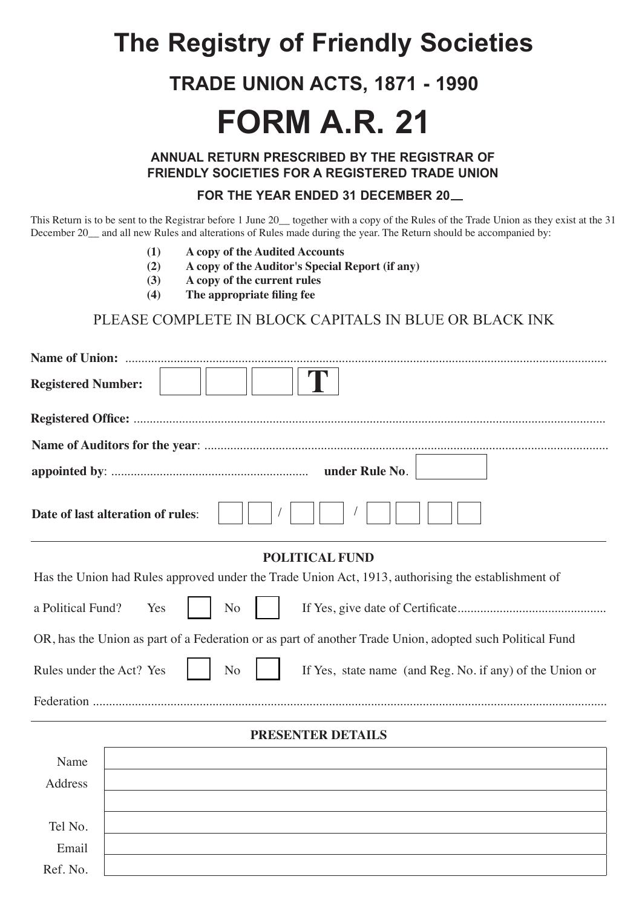# The Registry of Friendly Societies

## TRADE UNION ACTS, 1871 - 1990

# FORM A.R. 21

### ANNUAL RETURN PRESCRIBED BY THE REGISTRAR OF FRIENDLY SOCIETIES FOR A REGISTERED TRADE UNION

**FOR THE YEAR ENDED 31 DECEMBER 20__**

This Return is to be sent to the Registrar before 1 June 20__ together with a copy of the Rules of the Trade Union as they exist at the 31 December 20__ and all new Rules and alterations of Rules made during the year. The Return should be accompanied by:

- **(1) A copy of the Audited Accounts**
- **(2) A copy of the Auditor's Special Report (if any)**
- **(3) A copy of the current rules**
- **(4) The appropriate filing fee**

PLEASE COMPLETE IN BLOCK CAPITALS IN BLUE OR BLACK INK

**Name of Union:** ....................................................................................................................................

**Registered Number:** [ ] [ ] [ ] **T**

**Registered Office:** ................................................................................................................................

**Name of Auditors for the year**: ...........................................................................................................

**appointed by**: ............................................................ **under Rule No**. [ ]

**Date of last alteration of rules**: [ ][ ] / [ ][ ] / [ ][ ][ ][ ]

---

**POLITICAL FUND**

Has the Union had Rules approved under the Trade Union Act, 1913, authorising the establishment of

a Political Fund? Yes [ ] No [ ] If Yes, give date of Certificate.............................................

OR, has the Union as part of a Federation or as part of another Trade Union, adopted such Political Fund

Rules under the Act? Yes [ ] No [ ] If Yes, state name (and Reg. No. if any) of the Union or

Federation ...........................................................................................................................................

---

**PRESENTER DETAILS**

| | |
|---|---|
| Name | |
| Address | |
| | |
| Tel No. | |
| Email | |
| Ref. No. | |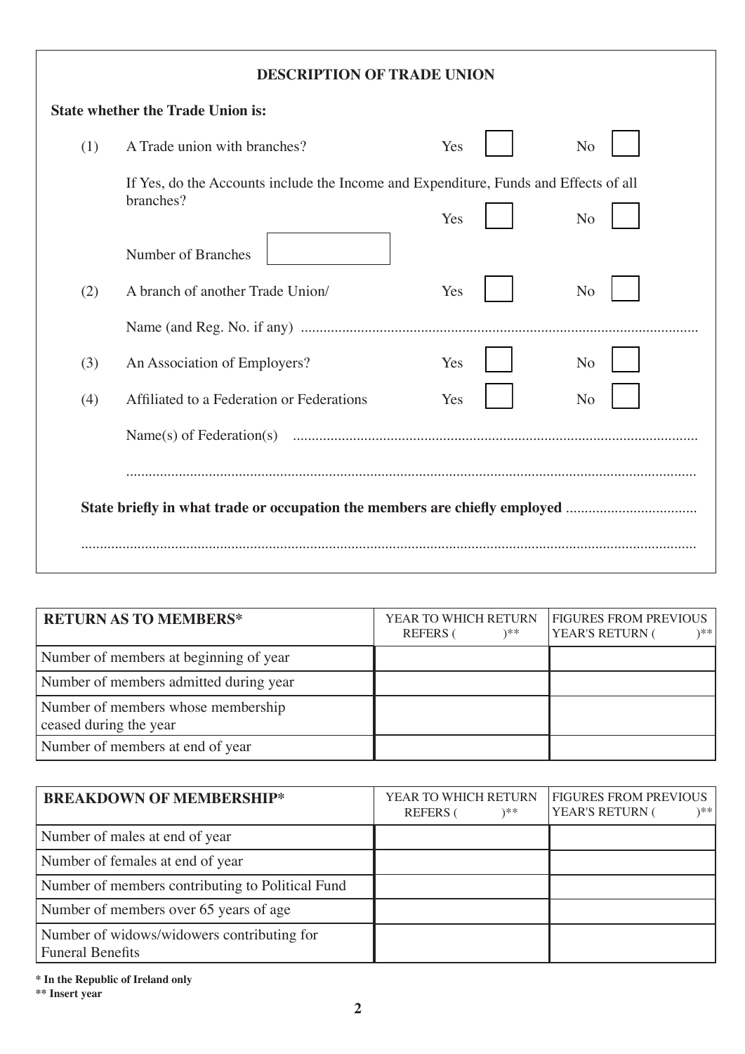## DESCRIPTION OF TRADE UNION

**State whether the Trade Union is:**

(1) A Trade union with branches? Yes ☐ No ☐

If Yes, do the Accounts include the Income and Expenditure, Funds and Effects of all branches? Yes ☐ No ☐

Number of Branches ☐

(2) A branch of another Trade Union/ Yes ☐ No ☐

Name (and Reg. No. if any) ..........................................................................................................

(3) An Association of Employers? Yes ☐ No ☐

(4) Affiliated to a Federation or Federations Yes ☐ No ☐

Name(s) of Federation(s) ..........................................................................................................

.......................................................................................................................................................

**State briefly in what trade or occupation the members are chiefly employed** ..................................

.......................................................................................................................................................

| **RETURN AS TO MEMBERS*** | YEAR TO WHICH RETURN REFERS ( )** | FIGURES FROM PREVIOUS YEAR'S RETURN ( )** |
|---|---|---|
| Number of members at beginning of year | | |
| Number of members admitted during year | | |
| Number of members whose membership ceased during the year | | |
| Number of members at end of year | | |

| **BREAKDOWN OF MEMBERSHIP*** | YEAR TO WHICH RETURN REFERS ( )** | FIGURES FROM PREVIOUS YEAR'S RETURN ( )** |
|---|---|---|
| Number of males at end of year | | |
| Number of females at end of year | | |
| Number of members contributing to Political Fund | | |
| Number of members over 65 years of age | | |
| Number of widows/widowers contributing for Funeral Benefits | | |

**\* In the Republic of Ireland only**
**\*\* Insert year**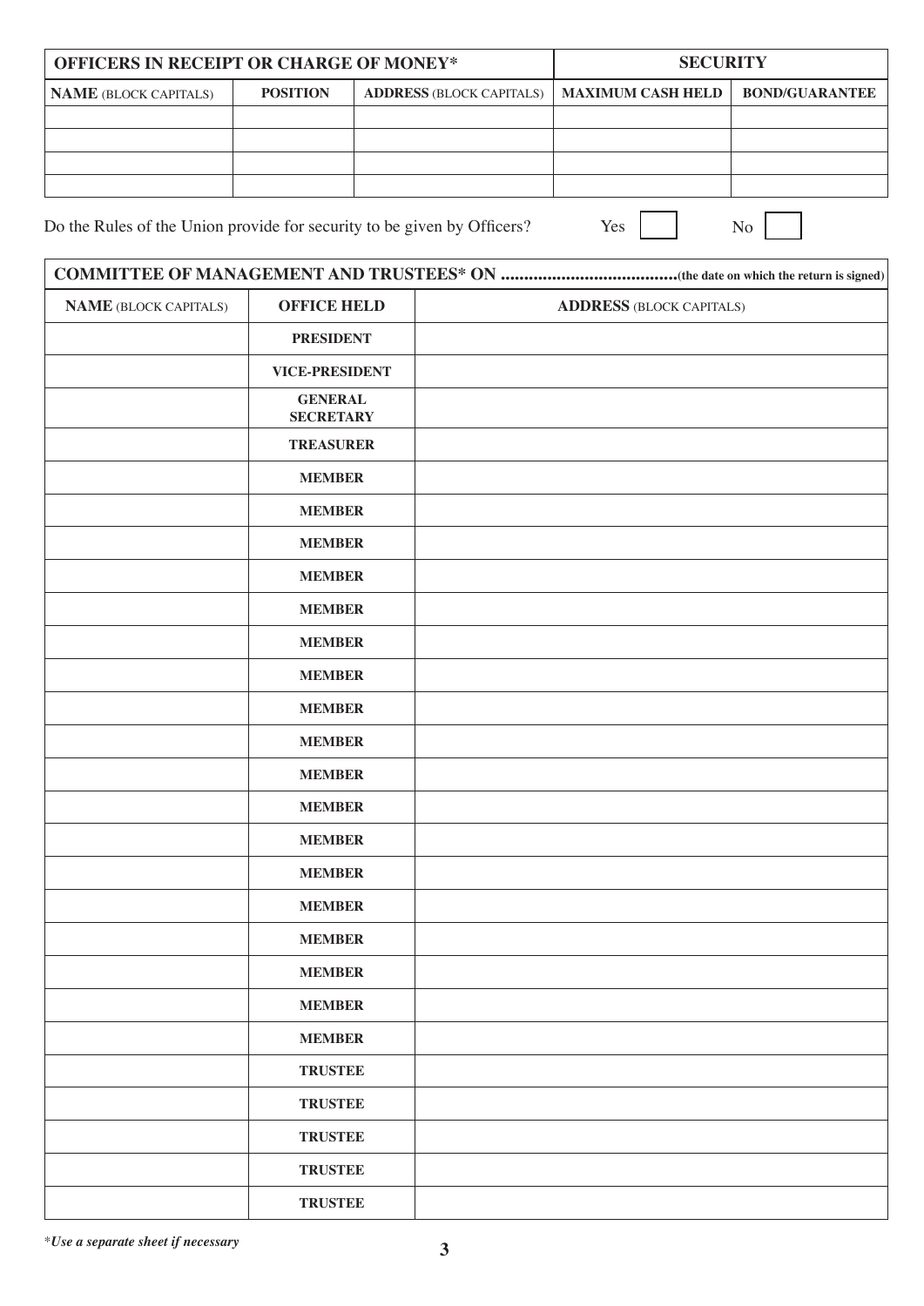| OFFICERS IN RECEIPT OR CHARGE OF MONEY* | | | SECURITY | |
|---|---|---|---|---|
| **NAME** (BLOCK CAPITALS) | **POSITION** | **ADDRESS** (BLOCK CAPITALS) | **MAXIMUM CASH HELD** | **BOND/GUARANTEE** |
| | | | | |
| | | | | |
| | | | | |
| | | | | |

Do the Rules of the Union provide for security to be given by Officers? Yes ☐ No ☐

| COMMITTEE OF MANAGEMENT AND TRUSTEES* ON ......................................(the date on which the return is signed) | | |
|---|---|---|
| **NAME** (BLOCK CAPITALS) | **OFFICE HELD** | **ADDRESS** (BLOCK CAPITALS) |
| | **PRESIDENT** | |
| | **VICE-PRESIDENT** | |
| | **GENERAL SECRETARY** | |
| | **TREASURER** | |
| | **MEMBER** | |
| | **MEMBER** | |
| | **MEMBER** | |
| | **MEMBER** | |
| | **MEMBER** | |
| | **MEMBER** | |
| | **MEMBER** | |
| | **MEMBER** | |
| | **MEMBER** | |
| | **MEMBER** | |
| | **MEMBER** | |
| | **MEMBER** | |
| | **MEMBER** | |
| | **MEMBER** | |
| | **MEMBER** | |
| | **MEMBER** | |
| | **MEMBER** | |
| | **MEMBER** | |
| | **TRUSTEE** | |
| | **TRUSTEE** | |
| | **TRUSTEE** | |
| | **TRUSTEE** | |
| | **TRUSTEE** | |

**Use a separate sheet if necessary*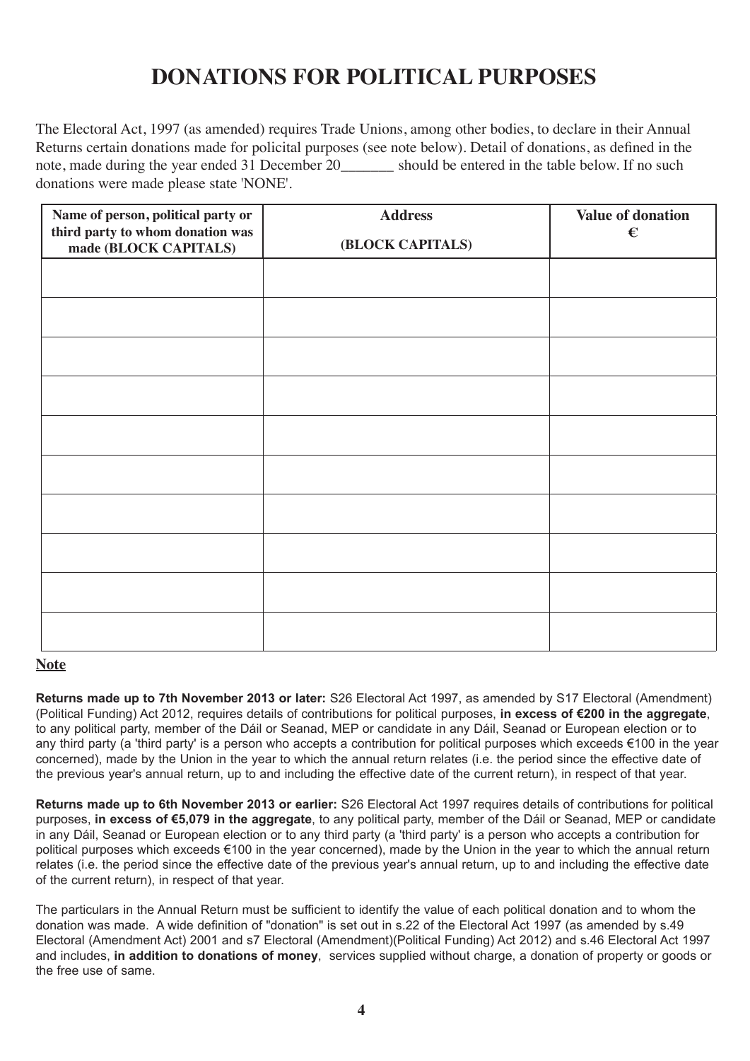# DONATIONS FOR POLITICAL PURPOSES

The Electoral Act, 1997 (as amended) requires Trade Unions, among other bodies, to declare in their Annual Returns certain donations made for policital purposes (see note below). Detail of donations, as defined in the note, made during the year ended 31 December 20_______ should be entered in the table below. If no such donations were made please state 'NONE'.

| Name of person, political party or third party to whom donation was made (BLOCK CAPITALS) | Address (BLOCK CAPITALS) | Value of donation € |
|---|---|---|
| | | |
| | | |
| | | |
| | | |
| | | |
| | | |
| | | |
| | | |
| | | |
| | | |

**Note**

**Returns made up to 7th November 2013 or later:** S26 Electoral Act 1997, as amended by S17 Electoral (Amendment) (Political Funding) Act 2012, requires details of contributions for political purposes, **in excess of €200 in the aggregate**, to any political party, member of the Dáil or Seanad, MEP or candidate in any Dáil, Seanad or European election or to any third party (a 'third party' is a person who accepts a contribution for political purposes which exceeds €100 in the year concerned), made by the Union in the year to which the annual return relates (i.e. the period since the effective date of the previous year's annual return, up to and including the effective date of the current return), in respect of that year.

**Returns made up to 6th November 2013 or earlier:** S26 Electoral Act 1997 requires details of contributions for political purposes, **in excess of €5,079 in the aggregate**, to any political party, member of the Dáil or Seanad, MEP or candidate in any Dáil, Seanad or European election or to any third party (a 'third party' is a person who accepts a contribution for political purposes which exceeds €100 in the year concerned), made by the Union in the year to which the annual return relates (i.e. the period since the effective date of the previous year's annual return, up to and including the effective date of the current return), in respect of that year.

The particulars in the Annual Return must be sufficient to identify the value of each political donation and to whom the donation was made. A wide definition of "donation" is set out in s.22 of the Electoral Act 1997 (as amended by s.49 Electoral (Amendment Act) 2001 and s7 Electoral (Amendment)(Political Funding) Act 2012) and s.46 Electoral Act 1997 and includes, **in addition to donations of money**, services supplied without charge, a donation of property or goods or the free use of same.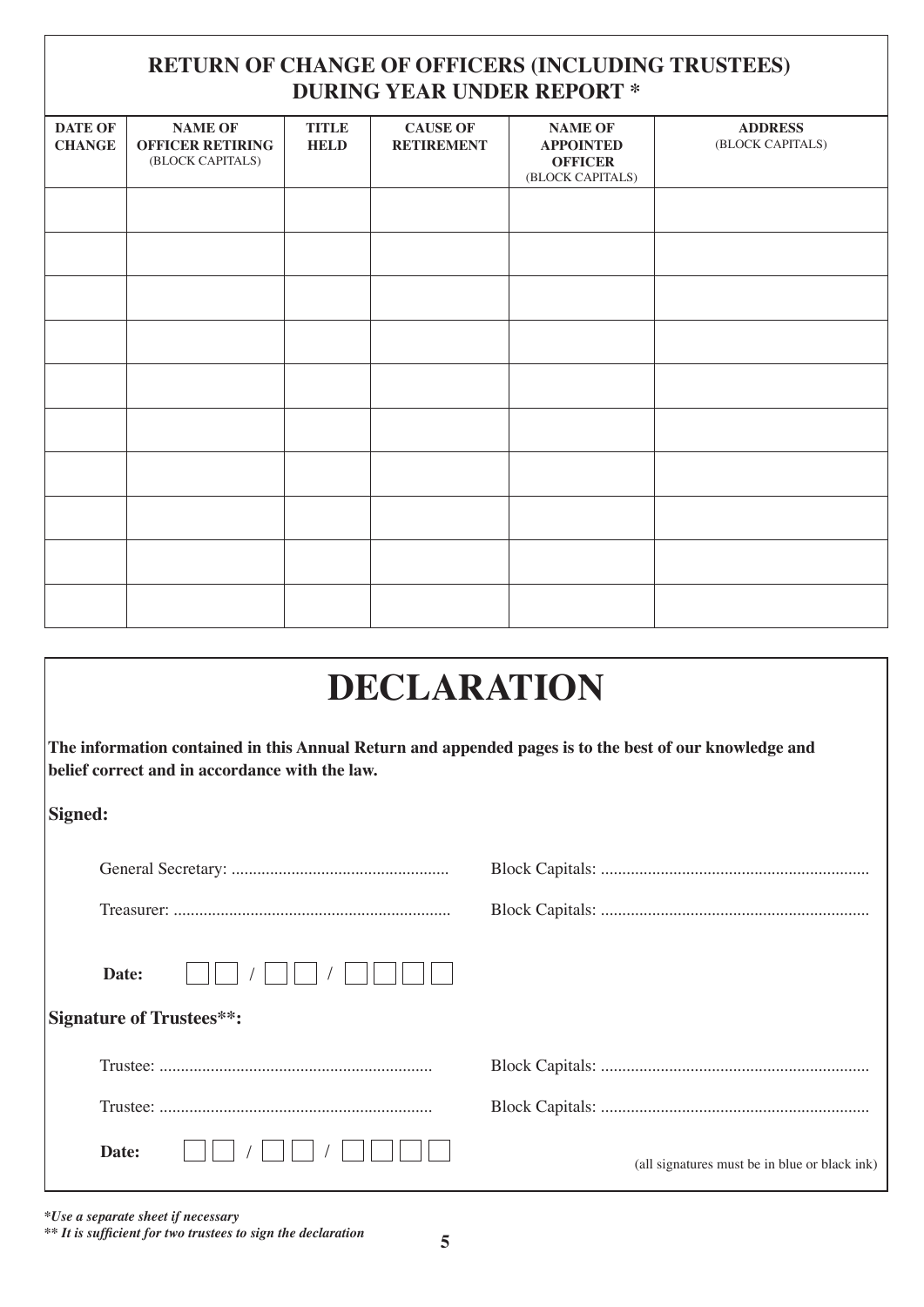## RETURN OF CHANGE OF OFFICERS (INCLUDING TRUSTEES) DURING YEAR UNDER REPORT *

| DATE OF CHANGE | NAME OF OFFICER RETIRING (BLOCK CAPITALS) | TITLE HELD | CAUSE OF RETIREMENT | NAME OF APPOINTED OFFICER (BLOCK CAPITALS) | ADDRESS (BLOCK CAPITALS) |
|---|---|---|---|---|---|
| | | | | | |
| | | | | | |
| | | | | | |
| | | | | | |
| | | | | | |
| | | | | | |
| | | | | | |
| | | | | | |
| | | | | | |
| | | | | | |

# DECLARATION

**The information contained in this Annual Return and appended pages is to the best of our knowledge and belief correct and in accordance with the law.**

**Signed:**

General Secretary: .................................................. Block Capitals: ..............................................................

Treasurer: ................................................................ Block Capitals: ..............................................................

**Date:** ☐☐ / ☐☐ / ☐☐☐☐

**Signature of Trustees**:**

Trustee: ............................................................... Block Capitals: ..............................................................

Trustee: ............................................................... Block Capitals: ..............................................................

**Date:** ☐☐ / ☐☐ / ☐☐☐☐

(all signatures must be in blue or black ink)

***Use a separate sheet if necessary***

***** It is sufficient for two trustees to sign the declaration***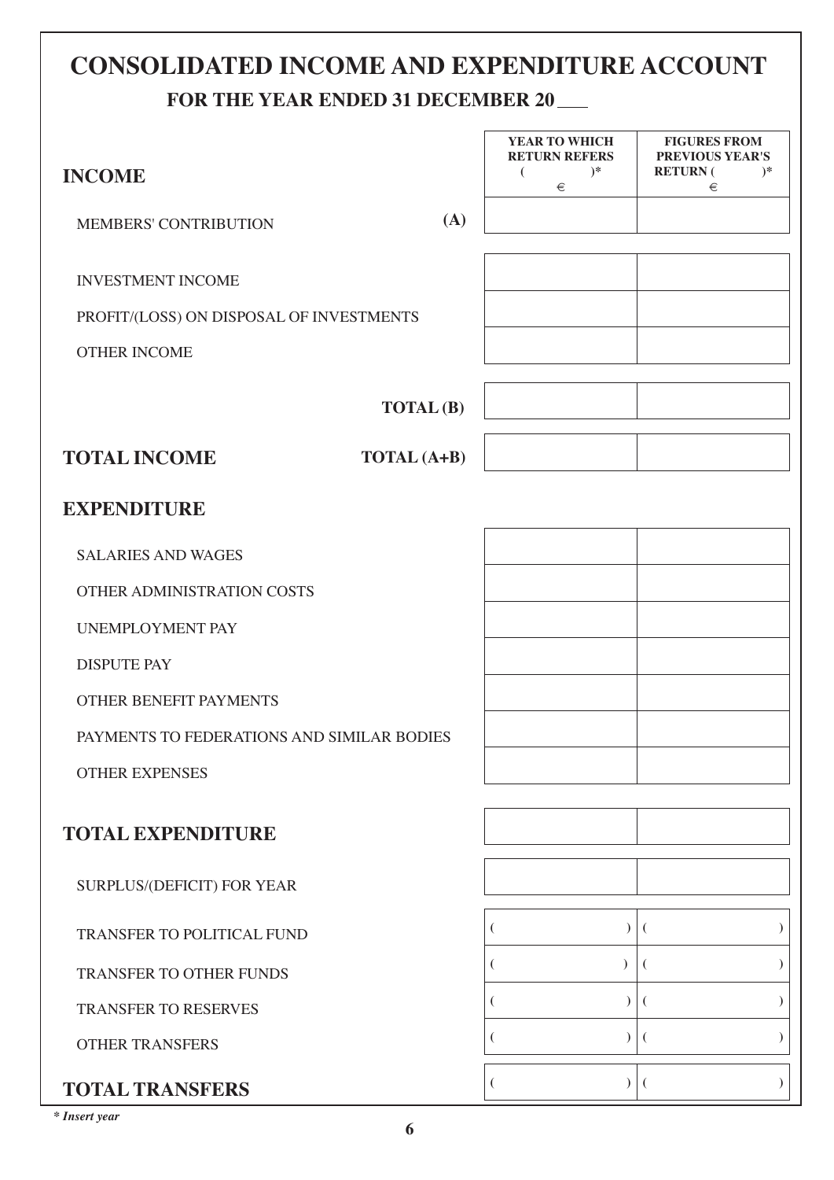# CONSOLIDATED INCOME AND EXPENDITURE ACCOUNT

## FOR THE YEAR ENDED 31 DECEMBER 20 ___

| INCOME | | YEAR TO WHICH RETURN REFERS ( )* € | FIGURES FROM PREVIOUS YEAR'S RETURN ( )* € |
|---|---|---|---|
| MEMBERS' CONTRIBUTION | **(A)** | | |
| INVESTMENT INCOME | | | |
| PROFIT/(LOSS) ON DISPOSAL OF INVESTMENTS | | | |
| OTHER INCOME | | | |
| | **TOTAL (B)** | | |
| **TOTAL INCOME** | **TOTAL (A+B)** | | |
| **EXPENDITURE** | | | |
| SALARIES AND WAGES | | | |
| OTHER ADMINISTRATION COSTS | | | |
| UNEMPLOYMENT PAY | | | |
| DISPUTE PAY | | | |
| OTHER BENEFIT PAYMENTS | | | |
| PAYMENTS TO FEDERATIONS AND SIMILAR BODIES | | | |
| OTHER EXPENSES | | | |
| **TOTAL EXPENDITURE** | | | |
| SURPLUS/(DEFICIT) FOR YEAR | | | |
| TRANSFER TO POLITICAL FUND | | ( ) | ( ) |
| TRANSFER TO OTHER FUNDS | | ( ) | ( ) |
| TRANSFER TO RESERVES | | ( ) | ( ) |
| OTHER TRANSFERS | | ( ) | ( ) |
| **TOTAL TRANSFERS** | | ( ) | ( ) |

*\* Insert year*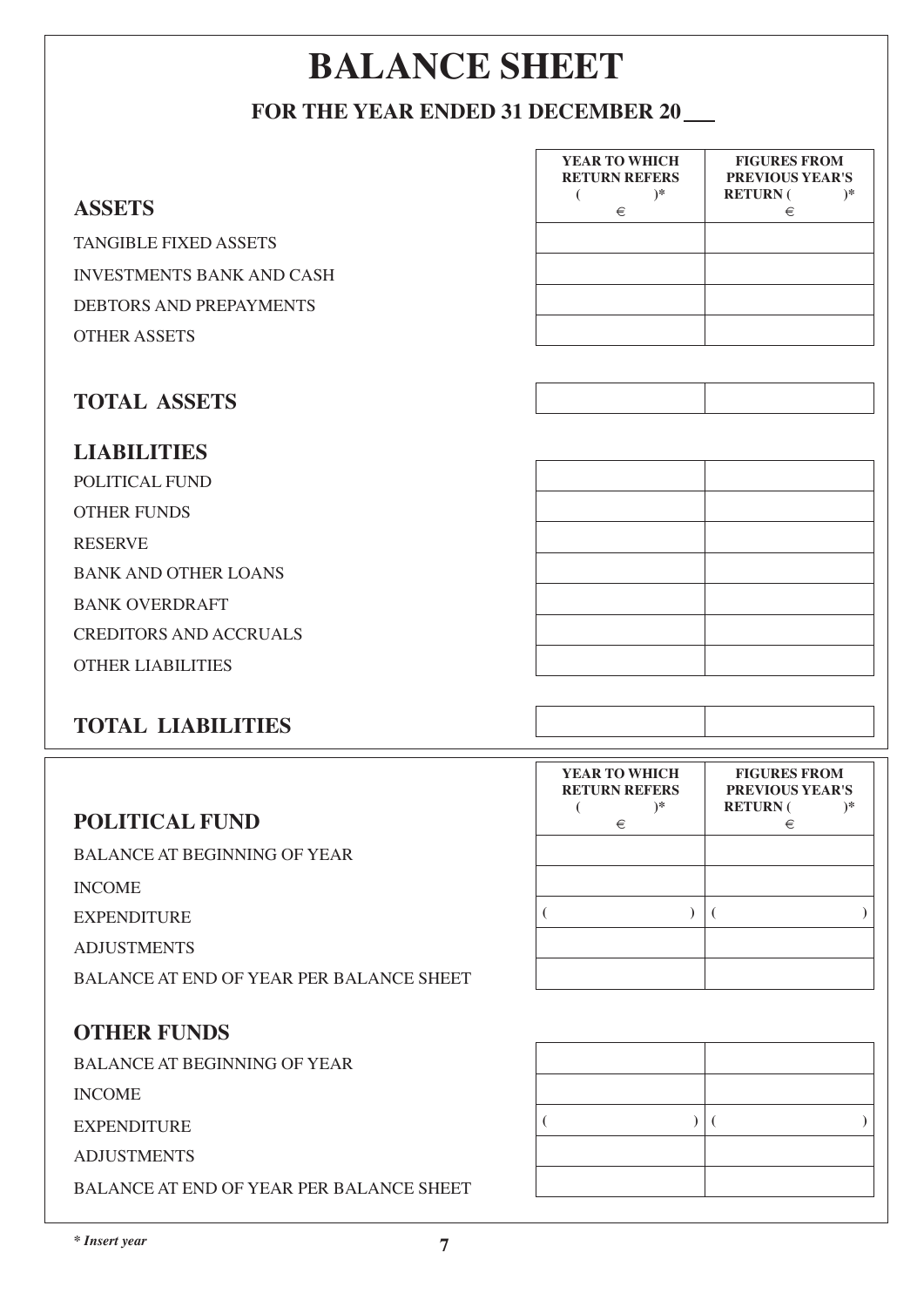# BALANCE SHEET

## FOR THE YEAR ENDED 31 DECEMBER 20___

| ASSETS | YEAR TO WHICH RETURN REFERS ( )* € | FIGURES FROM PREVIOUS YEAR'S RETURN ( )* € |
|---|---|---|
| TANGIBLE FIXED ASSETS | | |
| INVESTMENTS BANK AND CASH | | |
| DEBTORS AND PREPAYMENTS | | |
| OTHER ASSETS | | |
| **TOTAL ASSETS** | | |
| **LIABILITIES** | | |
| POLITICAL FUND | | |
| OTHER FUNDS | | |
| RESERVE | | |
| BANK AND OTHER LOANS | | |
| BANK OVERDRAFT | | |
| CREDITORS AND ACCRUALS | | |
| OTHER LIABILITIES | | |
| **TOTAL LIABILITIES** | | |

| POLITICAL FUND | YEAR TO WHICH RETURN REFERS ( )* € | FIGURES FROM PREVIOUS YEAR'S RETURN ( )* € |
|---|---|---|
| BALANCE AT BEGINNING OF YEAR | | |
| INCOME | | |
| EXPENDITURE | ( ) | ( ) |
| ADJUSTMENTS | | |
| BALANCE AT END OF YEAR PER BALANCE SHEET | | |
| **OTHER FUNDS** | | |
| BALANCE AT BEGINNING OF YEAR | | |
| INCOME | | |
| EXPENDITURE | ( ) | ( ) |
| ADJUSTMENTS | | |
| BALANCE AT END OF YEAR PER BALANCE SHEET | | |

*\* Insert year*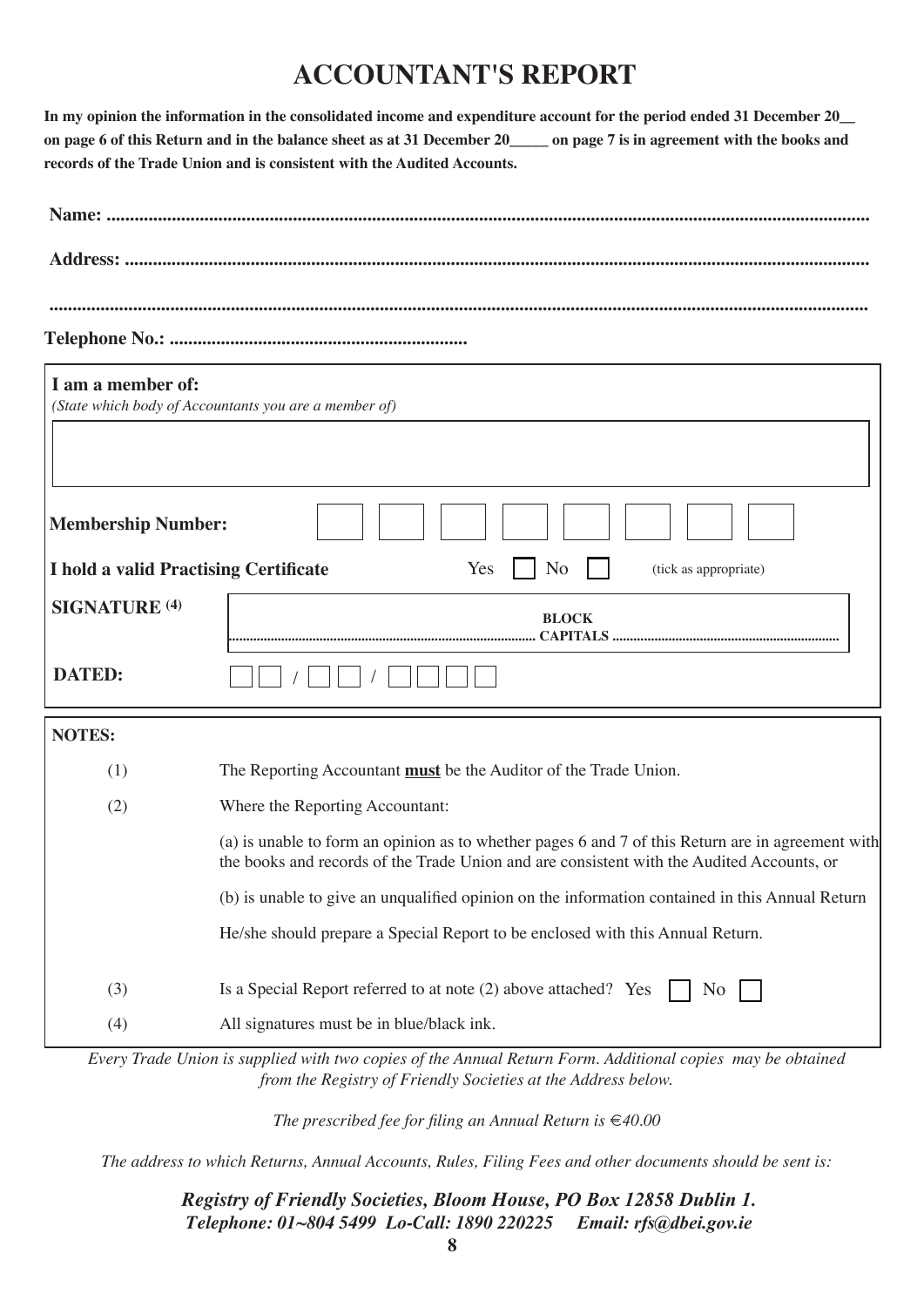# ACCOUNTANT'S REPORT

**In my opinion the information in the consolidated income and expenditure account for the period ended 31 December 20__ on page 6 of this Return and in the balance sheet as at 31 December 20_____ on page 7 is in agreement with the books and records of the Trade Union and is consistent with the Audited Accounts.**

**Name: ........................................................................................................................................................**

**Address: ....................................................................................................................................................**

**..................................................................................................................................................................**

**Telephone No.: ..............................................................**

**I am a member of:**
*(State which body of Accountants you are a member of)*

**Membership Number:** ☐ ☐ ☐ ☐ ☐ ☐ ☐ ☐

**I hold a valid Practising Certificate** Yes ☐ No ☐ (tick as appropriate)

**SIGNATURE (4)** ........................................................................ **BLOCK CAPITALS** ........................................................................

**DATED:** ☐☐ / ☐☐ / ☐☐☐☐

**NOTES:**

| | |
|---|---|
| (1) | The Reporting Accountant **must** be the Auditor of the Trade Union. |
| (2) | Where the Reporting Accountant: |
| | (a) is unable to form an opinion as to whether pages 6 and 7 of this Return are in agreement with the books and records of the Trade Union and are consistent with the Audited Accounts, or |
| | (b) is unable to give an unqualified opinion on the information contained in this Annual Return |
| | He/she should prepare a Special Report to be enclosed with this Annual Return. |
| (3) | Is a Special Report referred to at note (2) above attached? Yes ☐ No ☐ |
| (4) | All signatures must be in blue/black ink. |

*Every Trade Union is supplied with two copies of the Annual Return Form. Additional copies may be obtained from the Registry of Friendly Societies at the Address below.*

*The prescribed fee for filing an Annual Return is €40.00*

*The address to which Returns, Annual Accounts, Rules, Filing Fees and other documents should be sent is:*

***Registry of Friendly Societies, Bloom House, PO Box 12858 Dublin 1.***
***Telephone: 01~804 5499 Lo-Call: 1890 220225 Email: rfs@dbei.gov.ie***